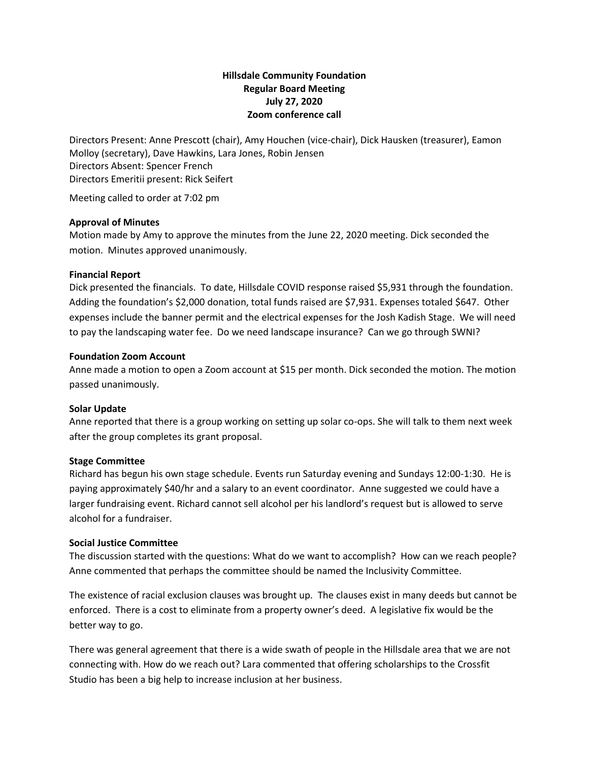**Hillsdale Community Foundation**
**Regular Board Meeting**
**July 27, 2020**
**Zoom conference call**

Directors Present: Anne Prescott (chair), Amy Houchen (vice-chair), Dick Hausken (treasurer), Eamon Molloy (secretary), Dave Hawkins, Lara Jones, Robin Jensen
Directors Absent: Spencer French
Directors Emeritii present: Rick Seifert

Meeting called to order at 7:02 pm

**Approval of Minutes**

Motion made by Amy to approve the minutes from the June 22, 2020 meeting. Dick seconded the motion. Minutes approved unanimously.

**Financial Report**

Dick presented the financials. To date, Hillsdale COVID response raised $5,931 through the foundation. Adding the foundation's $2,000 donation, total funds raised are $7,931. Expenses totaled $647. Other expenses include the banner permit and the electrical expenses for the Josh Kadish Stage. We will need to pay the landscaping water fee. Do we need landscape insurance? Can we go through SWNI?

**Foundation Zoom Account**

Anne made a motion to open a Zoom account at $15 per month. Dick seconded the motion. The motion passed unanimously.

**Solar Update**

Anne reported that there is a group working on setting up solar co-ops. She will talk to them next week after the group completes its grant proposal.

**Stage Committee**

Richard has begun his own stage schedule. Events run Saturday evening and Sundays 12:00-1:30. He is paying approximately $40/hr and a salary to an event coordinator. Anne suggested we could have a larger fundraising event. Richard cannot sell alcohol per his landlord's request but is allowed to serve alcohol for a fundraiser.

**Social Justice Committee**

The discussion started with the questions: What do we want to accomplish? How can we reach people? Anne commented that perhaps the committee should be named the Inclusivity Committee.

The existence of racial exclusion clauses was brought up. The clauses exist in many deeds but cannot be enforced. There is a cost to eliminate from a property owner's deed. A legislative fix would be the better way to go.

There was general agreement that there is a wide swath of people in the Hillsdale area that we are not connecting with. How do we reach out? Lara commented that offering scholarships to the Crossfit Studio has been a big help to increase inclusion at her business.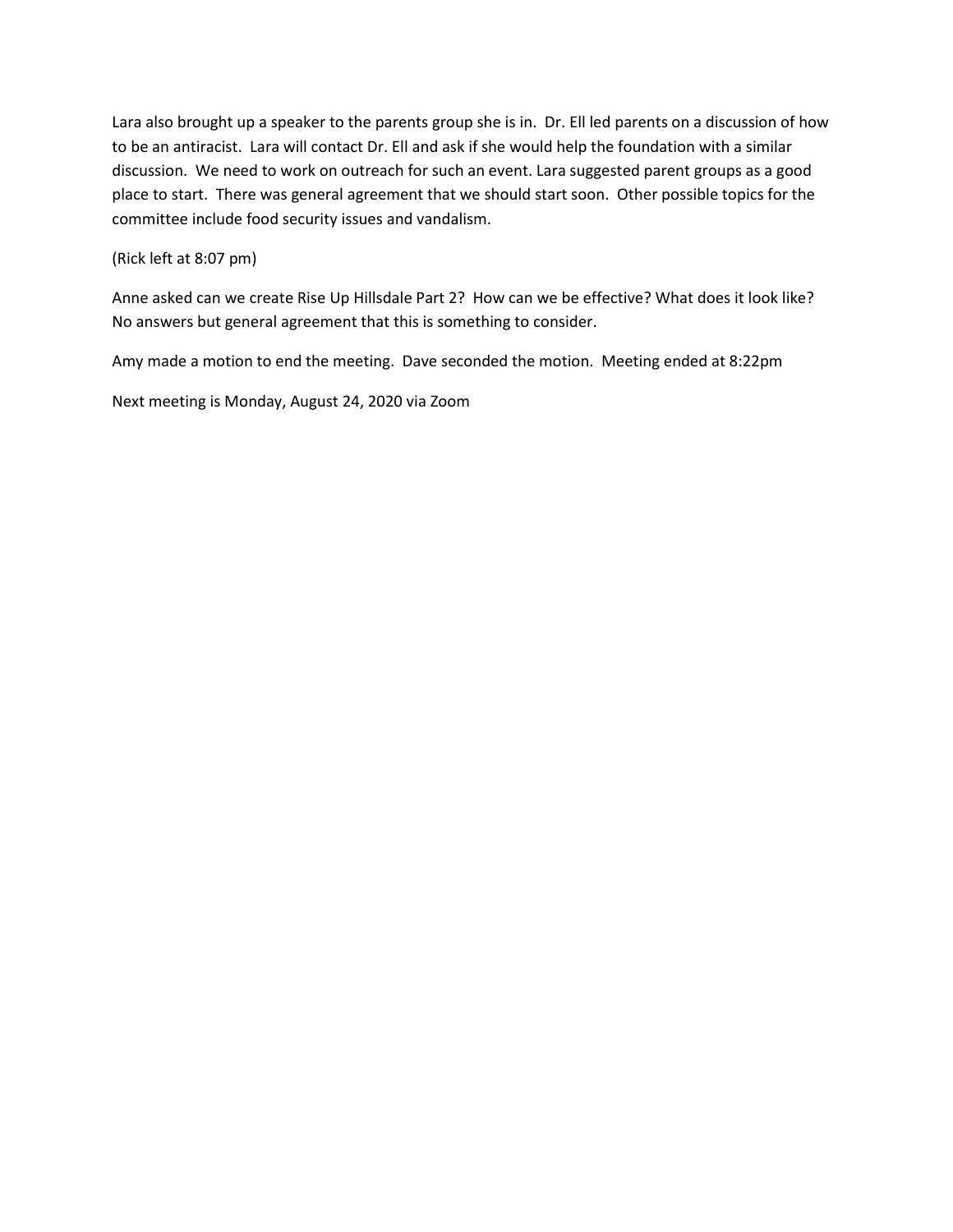Lara also brought up a speaker to the parents group she is in. Dr. Ell led parents on a discussion of how to be an antiracist. Lara will contact Dr. Ell and ask if she would help the foundation with a similar discussion. We need to work on outreach for such an event. Lara suggested parent groups as a good place to start. There was general agreement that we should start soon. Other possible topics for the committee include food security issues and vandalism.

(Rick left at 8:07 pm)

Anne asked can we create Rise Up Hillsdale Part 2? How can we be effective? What does it look like? No answers but general agreement that this is something to consider.

Amy made a motion to end the meeting. Dave seconded the motion. Meeting ended at 8:22pm

Next meeting is Monday, August 24, 2020 via Zoom